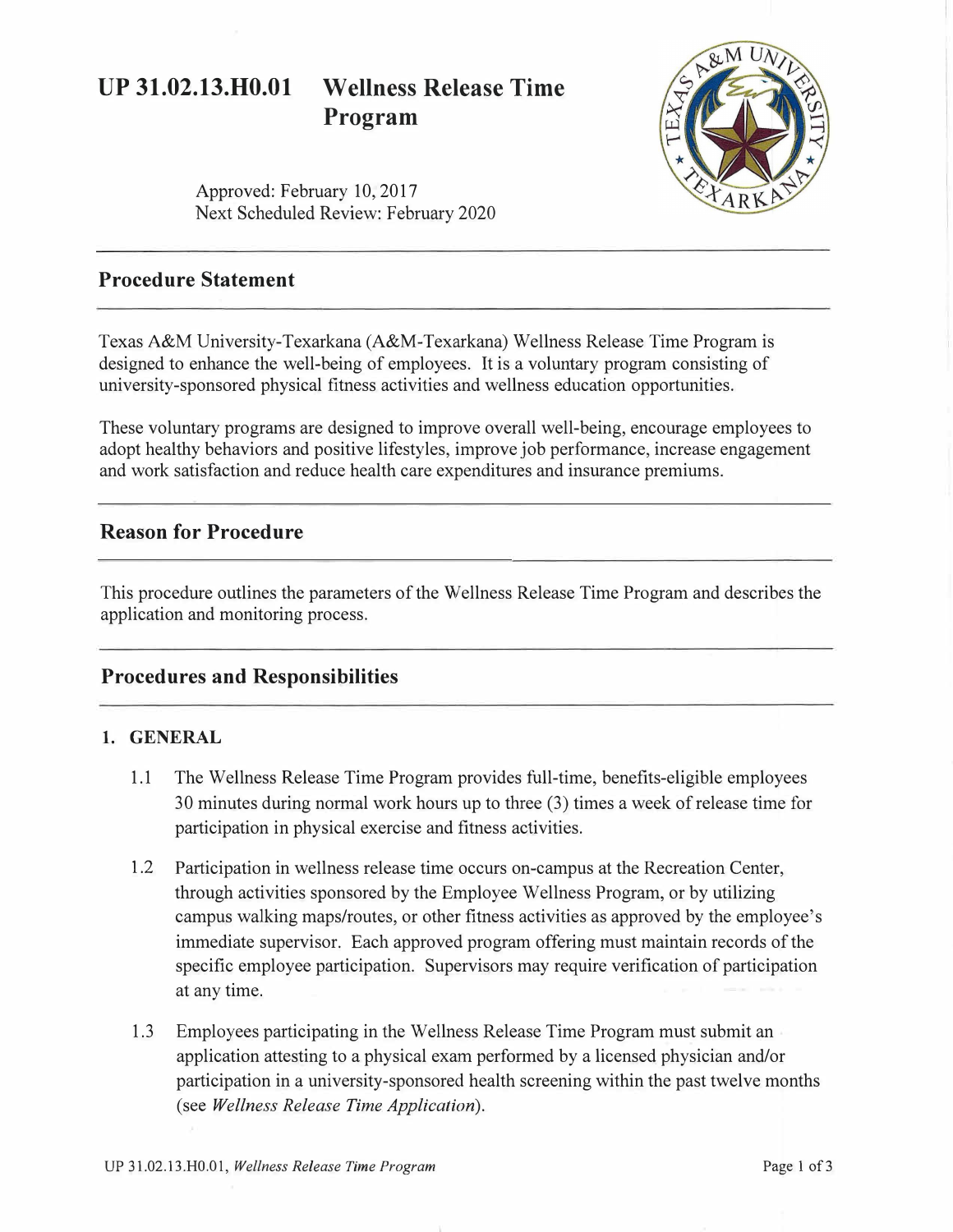# UP 31.02.13.H0.01 Wellness Release Time Program

Approved: February 10, 2017
Next Scheduled Review: February 2020

## Procedure Statement

Texas A&M University-Texarkana (A&M-Texarkana) Wellness Release Time Program is designed to enhance the well-being of employees. It is a voluntary program consisting of university-sponsored physical fitness activities and wellness education opportunities.

These voluntary programs are designed to improve overall well-being, encourage employees to adopt healthy behaviors and positive lifestyles, improve job performance, increase engagement and work satisfaction and reduce health care expenditures and insurance premiums.

## Reason for Procedure

This procedure outlines the parameters of the Wellness Release Time Program and describes the application and monitoring process.

## Procedures and Responsibilities

### 1. GENERAL

1.1 The Wellness Release Time Program provides full-time, benefits-eligible employees 30 minutes during normal work hours up to three (3) times a week of release time for participation in physical exercise and fitness activities.

1.2 Participation in wellness release time occurs on-campus at the Recreation Center, through activities sponsored by the Employee Wellness Program, or by utilizing campus walking maps/routes, or other fitness activities as approved by the employee's immediate supervisor. Each approved program offering must maintain records of the specific employee participation. Supervisors may require verification of participation at any time.

1.3 Employees participating in the Wellness Release Time Program must submit an application attesting to a physical exam performed by a licensed physician and/or participation in a university-sponsored health screening within the past twelve months (see *Wellness Release Time Application*).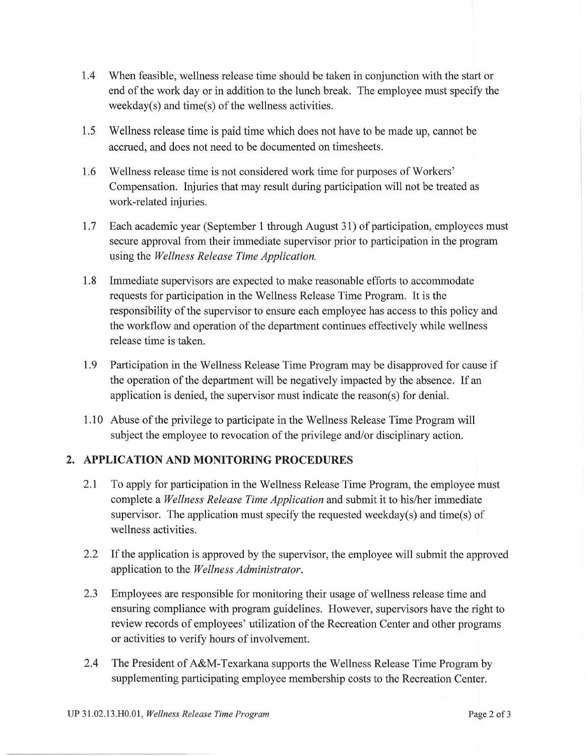1.4 When feasible, wellness release time should be taken in conjunction with the start or end of the work day or in addition to the lunch break. The employee must specify the weekday(s) and time(s) of the wellness activities.

1.5 Wellness release time is paid time which does not have to be made up, cannot be accrued, and does not need to be documented on timesheets.

1.6 Wellness release time is not considered work time for purposes of Workers' Compensation. Injuries that may result during participation will not be treated as work-related injuries.

1.7 Each academic year (September 1 through August 31) of participation, employees must secure approval from their immediate supervisor prior to participation in the program using the *Wellness Release Time Application.*

1.8 Immediate supervisors are expected to make reasonable efforts to accommodate requests for participation in the Wellness Release Time Program. It is the responsibility of the supervisor to ensure each employee has access to this policy and the workflow and operation of the department continues effectively while wellness release time is taken.

1.9 Participation in the Wellness Release Time Program may be disapproved for cause if the operation of the department will be negatively impacted by the absence. If an application is denied, the supervisor must indicate the reason(s) for denial.

1.10 Abuse of the privilege to participate in the Wellness Release Time Program will subject the employee to revocation of the privilege and/or disciplinary action.

## 2. APPLICATION AND MONITORING PROCEDURES

2.1 To apply for participation in the Wellness Release Time Program, the employee must complete a *Wellness Release Time Application* and submit it to his/her immediate supervisor. The application must specify the requested weekday(s) and time(s) of wellness activities.

2.2 If the application is approved by the supervisor, the employee will submit the approved application to the *Wellness Administrator*.

2.3 Employees are responsible for monitoring their usage of wellness release time and ensuring compliance with program guidelines. However, supervisors have the right to review records of employees' utilization of the Recreation Center and other programs or activities to verify hours of involvement.

2.4 The President of A&M-Texarkana supports the Wellness Release Time Program by supplementing participating employee membership costs to the Recreation Center.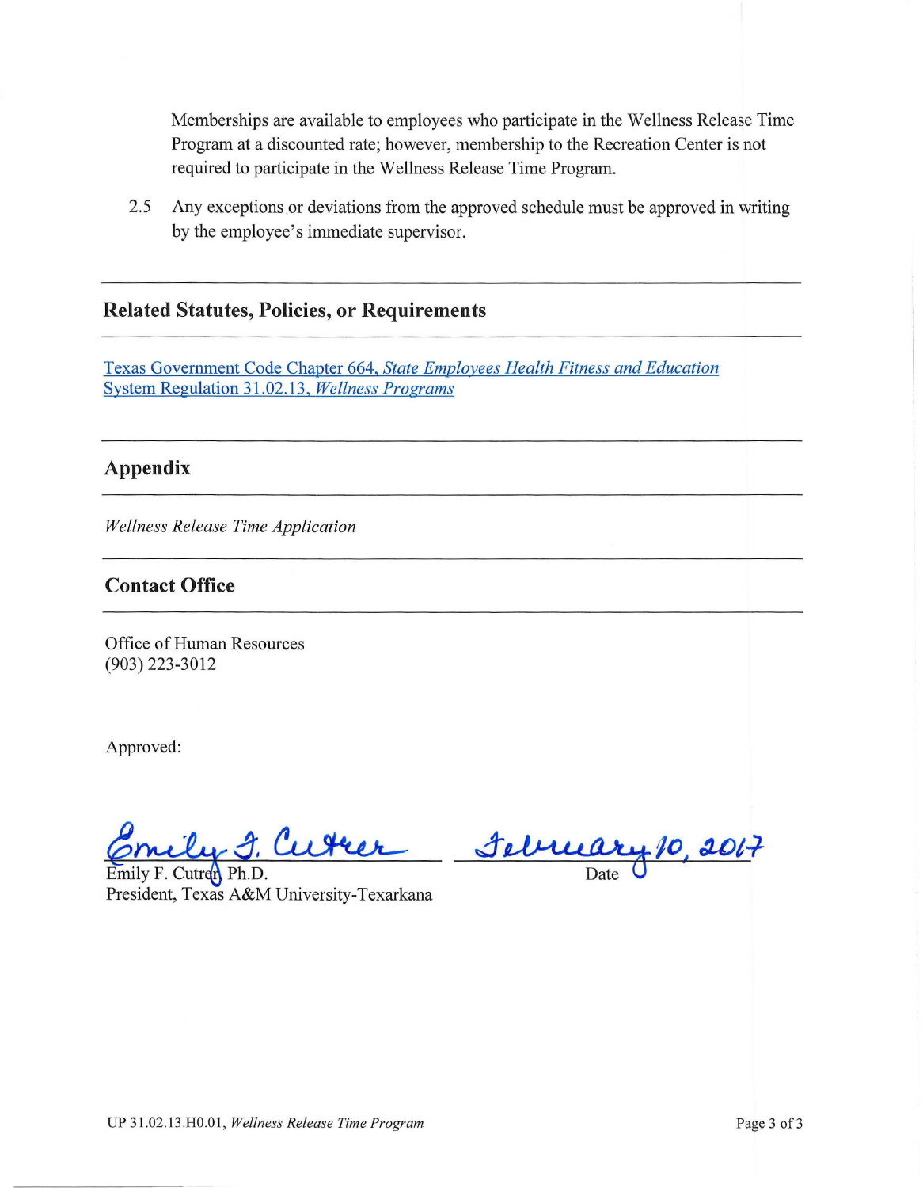Memberships are available to employees who participate in the Wellness Release Time Program at a discounted rate; however, membership to the Recreation Center is not required to participate in the Wellness Release Time Program.

2.5 Any exceptions or deviations from the approved schedule must be approved in writing by the employee's immediate supervisor.

## Related Statutes, Policies, or Requirements

Texas Government Code Chapter 664, *State Employees Health Fitness and Education*
System Regulation 31.02.13, *Wellness Programs*

## Appendix

*Wellness Release Time Application*

## Contact Office

Office of Human Resources
(903) 223-3012

Approved:

Emily F. Cutrer
Emily F. Cutrer, Ph.D.
President, Texas A&M University-Texarkana

February 10, 2017
Date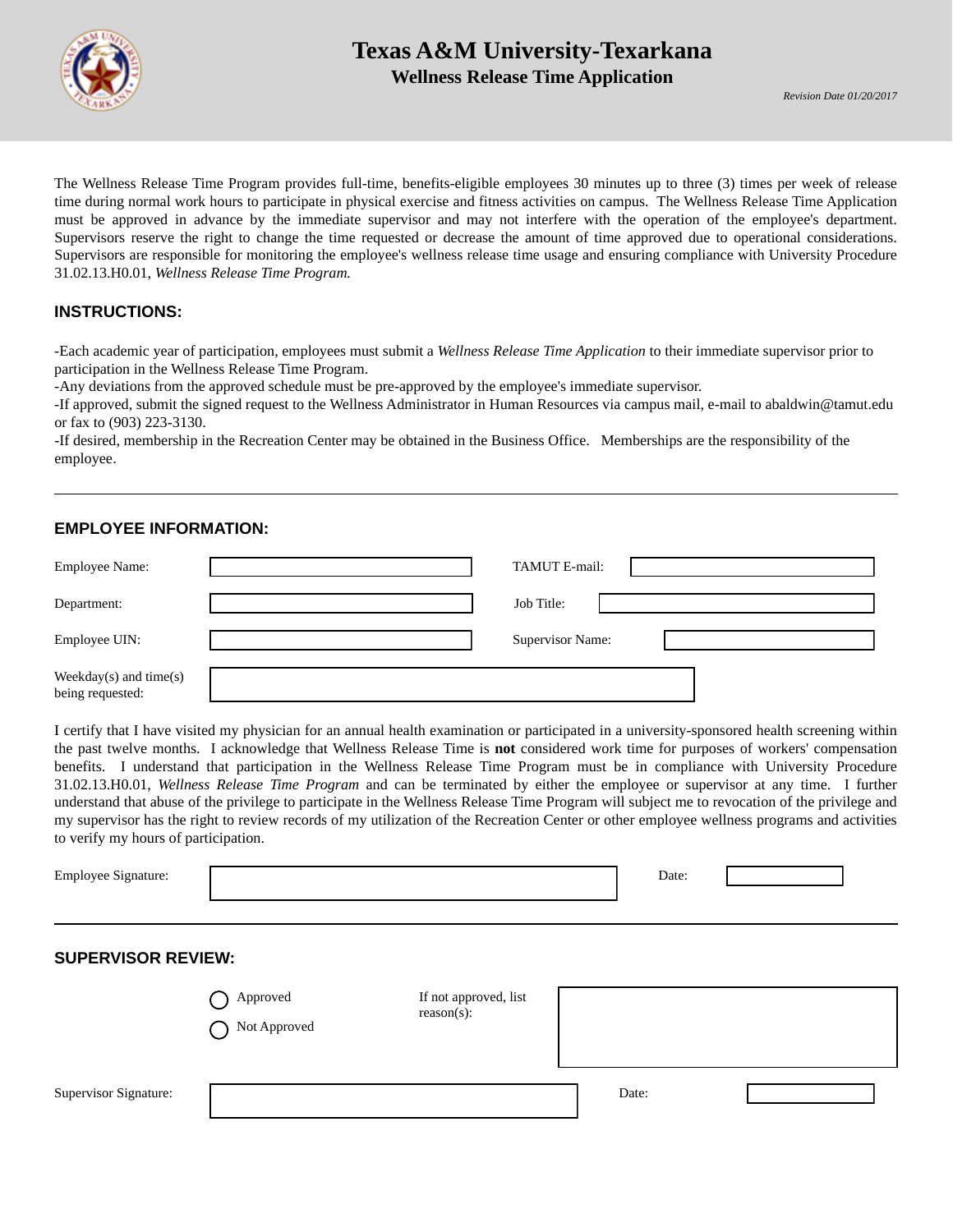# Texas A&M University-Texarkana

## Wellness Release Time Application

*Revision Date 01/20/2017*

The Wellness Release Time Program provides full-time, benefits-eligible employees 30 minutes up to three (3) times per week of release time during normal work hours to participate in physical exercise and fitness activities on campus. The Wellness Release Time Application must be approved in advance by the immediate supervisor and may not interfere with the operation of the employee's department. Supervisors reserve the right to change the time requested or decrease the amount of time approved due to operational considerations. Supervisors are responsible for monitoring the employee's wellness release time usage and ensuring compliance with University Procedure 31.02.13.H0.01, *Wellness Release Time Program.*

### INSTRUCTIONS:

-Each academic year of participation, employees must submit a *Wellness Release Time Application* to their immediate supervisor prior to participation in the Wellness Release Time Program.
-Any deviations from the approved schedule must be pre-approved by the employee's immediate supervisor.
-If approved, submit the signed request to the Wellness Administrator in Human Resources via campus mail, e-mail to abaldwin@tamut.edu or fax to (903) 223-3130.
-If desired, membership in the Recreation Center may be obtained in the Business Office. Memberships are the responsibility of the employee.

---

### EMPLOYEE INFORMATION:

Employee Name: ______________ TAMUT E-mail: ______________

Department: ______________ Job Title: ______________

Employee UIN: ______________ Supervisor Name: ______________

Weekday(s) and time(s) being requested: ______________

I certify that I have visited my physician for an annual health examination or participated in a university-sponsored health screening within the past twelve months. I acknowledge that Wellness Release Time is **not** considered work time for purposes of workers' compensation benefits. I understand that participation in the Wellness Release Time Program must be in compliance with University Procedure 31.02.13.H0.01, *Wellness Release Time Program* and can be terminated by either the employee or supervisor at any time. I further understand that abuse of the privilege to participate in the Wellness Release Time Program will subject me to revocation of the privilege and my supervisor has the right to review records of my utilization of the Recreation Center or other employee wellness programs and activities to verify my hours of participation.

Employee Signature: ______________ Date: ______________

---

### SUPERVISOR REVIEW:

◯ Approved

◯ Not Approved

If not approved, list reason(s): ______________

Supervisor Signature: ______________ Date: ______________